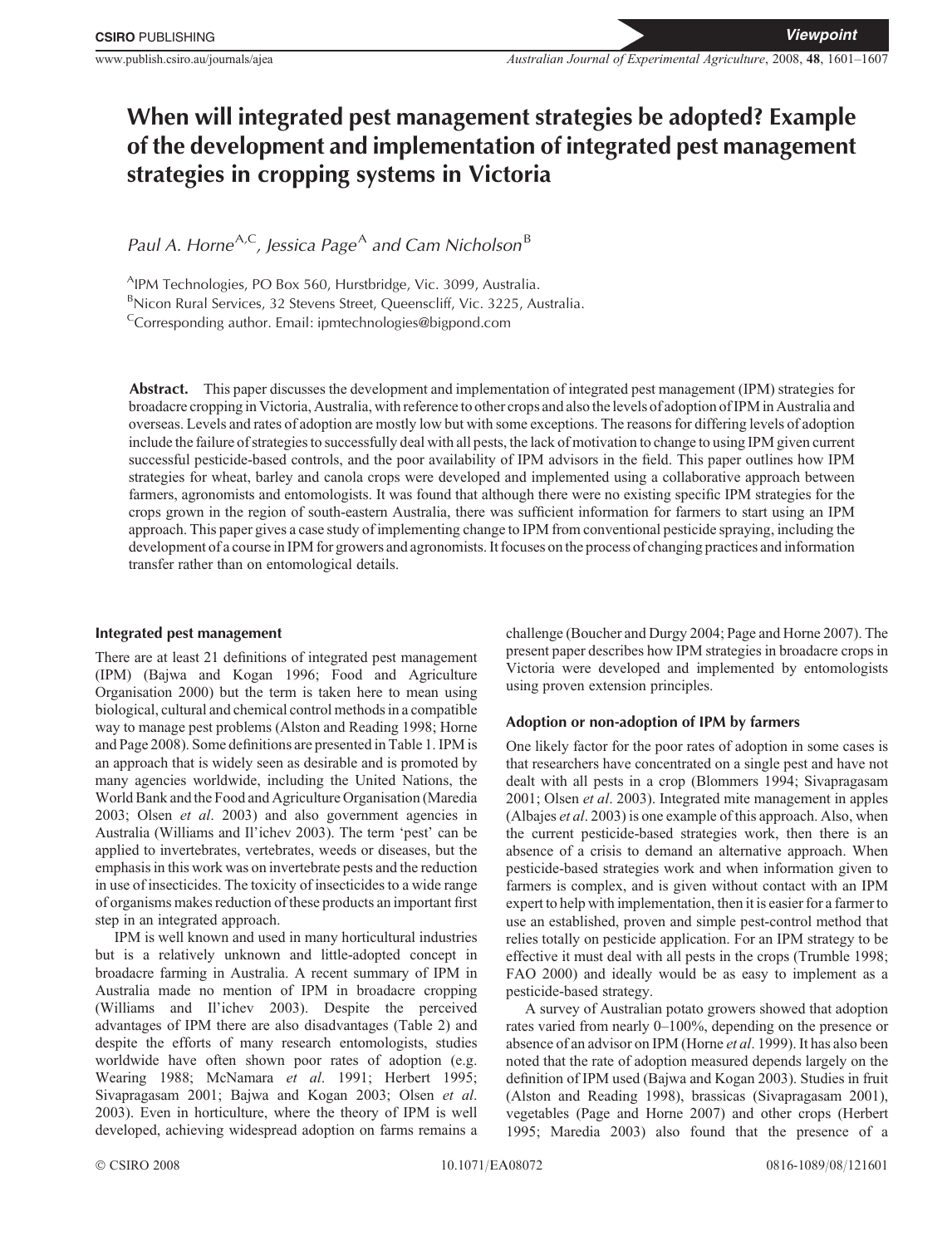# When will integrated pest management strategies be adopted? Example of the development and implementation of integrated pest management strategies in cropping systems in Victoria

Paul A. Horne[A,C], Jessica Page[A] and Cam Nicholson[B]

[A]IPM Technologies, PO Box 560, Hurstbridge, Vic. 3099, Australia.
[B]Nicon Rural Services, 32 Stevens Street, Queenscliff, Vic. 3225, Australia.
[C]Corresponding author. Email: ipmtechnologies@bigpond.com

**Abstract.** This paper discusses the development and implementation of integrated pest management (IPM) strategies for broadacre cropping in Victoria, Australia, with reference to other crops and also the levels of adoption of IPM in Australia and overseas. Levels and rates of adoption are mostly low but with some exceptions. The reasons for differing levels of adoption include the failure of strategies to successfully deal with all pests, the lack of motivation to change to using IPM given current successful pesticide-based controls, and the poor availability of IPM advisors in the field. This paper outlines how IPM strategies for wheat, barley and canola crops were developed and implemented using a collaborative approach between farmers, agronomists and entomologists. It was found that although there were no existing specific IPM strategies for the crops grown in the region of south-eastern Australia, there was sufficient information for farmers to start using an IPM approach. This paper gives a case study of implementing change to IPM from conventional pesticide spraying, including the development of a course in IPM for growers and agronomists. It focuses on the process of changing practices and information transfer rather than on entomological details.

## Integrated pest management

There are at least 21 definitions of integrated pest management (IPM) (Bajwa and Kogan 1996; Food and Agriculture Organisation 2000) but the term is taken here to mean using biological, cultural and chemical control methods in a compatible way to manage pest problems (Alston and Reading 1998; Horne and Page 2008). Some definitions are presented in Table 1. IPM is an approach that is widely seen as desirable and is promoted by many agencies worldwide, including the United Nations, the World Bank and the Food and Agriculture Organisation (Maredia 2003; Olsen *et al*. 2003) and also government agencies in Australia (Williams and Il'ichev 2003). The term 'pest' can be applied to invertebrates, vertebrates, weeds or diseases, but the emphasis in this work was on invertebrate pests and the reduction in use of insecticides. The toxicity of insecticides to a wide range of organisms makes reduction of these products an important first step in an integrated approach.

IPM is well known and used in many horticultural industries but is a relatively unknown and little-adopted concept in broadacre farming in Australia. A recent summary of IPM in Australia made no mention of IPM in broadacre cropping (Williams and Il'ichev 2003). Despite the perceived advantages of IPM there are also disadvantages (Table 2) and despite the efforts of many research entomologists, studies worldwide have often shown poor rates of adoption (e.g. Wearing 1988; McNamara *et al*. 1991; Herbert 1995; Sivapragasam 2001; Bajwa and Kogan 2003; Olsen *et al*. 2003). Even in horticulture, where the theory of IPM is well developed, achieving widespread adoption on farms remains a challenge (Boucher and Durgy 2004; Page and Horne 2007). The present paper describes how IPM strategies in broadacre crops in Victoria were developed and implemented by entomologists using proven extension principles.

## Adoption or non-adoption of IPM by farmers

One likely factor for the poor rates of adoption in some cases is that researchers have concentrated on a single pest and have not dealt with all pests in a crop (Blommers 1994; Sivapragasam 2001; Olsen *et al*. 2003). Integrated mite management in apples (Albajes *et al*. 2003) is one example of this approach. Also, when the current pesticide-based strategies work, then there is an absence of a crisis to demand an alternative approach. When pesticide-based strategies work and when information given to farmers is complex, and is given without contact with an IPM expert to help with implementation, then it is easier for a farmer to use an established, proven and simple pest-control method that relies totally on pesticide application. For an IPM strategy to be effective it must deal with all pests in the crops (Trumble 1998; FAO 2000) and ideally would be as easy to implement as a pesticide-based strategy.

A survey of Australian potato growers showed that adoption rates varied from nearly 0–100%, depending on the presence or absence of an advisor on IPM (Horne *et al*. 1999). It has also been noted that the rate of adoption measured depends largely on the definition of IPM used (Bajwa and Kogan 2003). Studies in fruit (Alston and Reading 1998), brassicas (Sivapragasam 2001), vegetables (Page and Horne 2007) and other crops (Herbert 1995; Maredia 2003) also found that the presence of a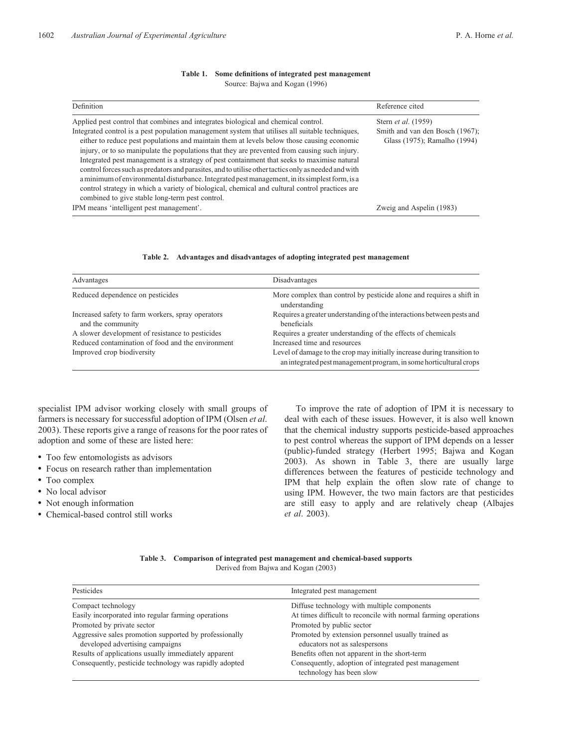**Table 1. Some definitions of integrated pest management**
Source: Bajwa and Kogan (1996)

| Definition | Reference cited |
| --- | --- |
| Applied pest control that combines and integrates biological and chemical control. | Stern *et al*. (1959) |
| Integrated control is a pest population management system that utilises all suitable techniques, either to reduce pest populations and maintain them at levels below those causing economic injury, or to so manipulate the populations that they are prevented from causing such injury. Integrated pest management is a strategy of pest containment that seeks to maximise natural control forces such as predators and parasites, and to utilise other tactics only as needed and with a minimum of environmental disturbance. Integrated pest management, in its simplest form, is a control strategy in which a variety of biological, chemical and cultural control practices are combined to give stable long-term pest control. | Smith and van den Bosch (1967); Glass (1975); Ramalho (1994) |
| IPM means 'intelligent pest management'. | Zweig and Aspelin (1983) |

**Table 2. Advantages and disadvantages of adopting integrated pest management**

| Advantages | Disadvantages |
| --- | --- |
| Reduced dependence on pesticides | More complex than control by pesticide alone and requires a shift in understanding |
| Increased safety to farm workers, spray operators and the community | Requires a greater understanding of the interactions between pests and beneficials |
| A slower development of resistance to pesticides | Requires a greater understanding of the effects of chemicals |
| Reduced contamination of food and the environment | Increased time and resources |
| Improved crop biodiversity | Level of damage to the crop may initially increase during transition to an integrated pest management program, in some horticultural crops |

specialist IPM advisor working closely with small groups of farmers is necessary for successful adoption of IPM (Olsen *et al*. 2003). These reports give a range of reasons for the poor rates of adoption and some of these are listed here:

- Too few entomologists as advisors
- Focus on research rather than implementation
- Too complex
- No local advisor
- Not enough information
- Chemical-based control still works

To improve the rate of adoption of IPM it is necessary to deal with each of these issues. However, it is also well known that the chemical industry supports pesticide-based approaches to pest control whereas the support of IPM depends on a lesser (public)-funded strategy (Herbert 1995; Bajwa and Kogan 2003). As shown in Table 3, there are usually large differences between the features of pesticide technology and IPM that help explain the often slow rate of change to using IPM. However, the two main factors are that pesticides are still easy to apply and are relatively cheap (Albajes *et al*. 2003).

**Table 3. Comparison of integrated pest management and chemical-based supports**
Derived from Bajwa and Kogan (2003)

| Pesticides | Integrated pest management |
| --- | --- |
| Compact technology | Diffuse technology with multiple components |
| Easily incorporated into regular farming operations | At times difficult to reconcile with normal farming operations |
| Promoted by private sector | Promoted by public sector |
| Aggressive sales promotion supported by professionally developed advertising campaigns | Promoted by extension personnel usually trained as educators not as salespersons |
| Results of applications usually immediately apparent | Benefits often not apparent in the short-term |
| Consequently, pesticide technology was rapidly adopted | Consequently, adoption of integrated pest management technology has been slow |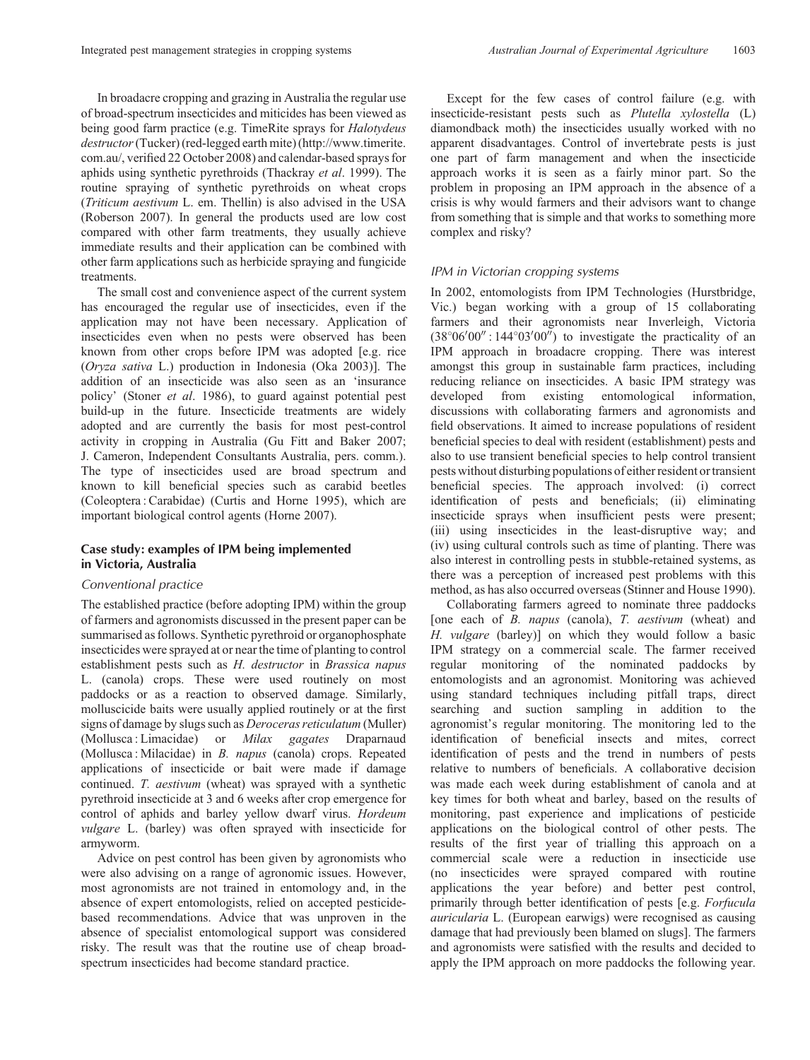In broadacre cropping and grazing in Australia the regular use of broad-spectrum insecticides and miticides has been viewed as being good farm practice (e.g. TimeRite sprays for *Halotydeus destructor* (Tucker) (red-legged earth mite) (http://www.timerite.com.au/, verified 22 October 2008) and calendar-based sprays for aphids using synthetic pyrethroids (Thackray *et al*. 1999). The routine spraying of synthetic pyrethroids on wheat crops (*Triticum aestivum* L. em. Thellin) is also advised in the USA (Roberson 2007). In general the products used are low cost compared with other farm treatments, they usually achieve immediate results and their application can be combined with other farm applications such as herbicide spraying and fungicide treatments.

The small cost and convenience aspect of the current system has encouraged the regular use of insecticides, even if the application may not have been necessary. Application of insecticides even when no pests were observed has been known from other crops before IPM was adopted [e.g. rice (*Oryza sativa* L.) production in Indonesia (Oka 2003)]. The addition of an insecticide was also seen as an 'insurance policy' (Stoner *et al*. 1986), to guard against potential pest build-up in the future. Insecticide treatments are widely adopted and are currently the basis for most pest-control activity in cropping in Australia (Gu Fitt and Baker 2007; J. Cameron, Independent Consultants Australia, pers. comm.). The type of insecticides used are broad spectrum and known to kill beneficial species such as carabid beetles (Coleoptera : Carabidae) (Curtis and Horne 1995), which are important biological control agents (Horne 2007).

## Case study: examples of IPM being implemented in Victoria, Australia

### *Conventional practice*

The established practice (before adopting IPM) within the group of farmers and agronomists discussed in the present paper can be summarised as follows. Synthetic pyrethroid or organophosphate insecticides were sprayed at or near the time of planting to control establishment pests such as *H. destructor* in *Brassica napus* L. (canola) crops. These were used routinely on most paddocks or as a reaction to observed damage. Similarly, molluscicide baits were usually applied routinely or at the first signs of damage by slugs such as *Deroceras reticulatum* (Muller) (Mollusca : Limacidae) or *Milax gagates* Draparnaud (Mollusca : Milacidae) in *B. napus* (canola) crops. Repeated applications of insecticide or bait were made if damage continued. *T. aestivum* (wheat) was sprayed with a synthetic pyrethroid insecticide at 3 and 6 weeks after crop emergence for control of aphids and barley yellow dwarf virus. *Hordeum vulgare* L. (barley) was often sprayed with insecticide for armyworm.

Advice on pest control has been given by agronomists who were also advising on a range of agronomic issues. However, most agronomists are not trained in entomology and, in the absence of expert entomologists, relied on accepted pesticide-based recommendations. Advice that was unproven in the absence of specialist entomological support was considered risky. The result was that the routine use of cheap broad-spectrum insecticides had become standard practice.

Except for the few cases of control failure (e.g. with insecticide-resistant pests such as *Plutella xylostella* (L) diamondback moth) the insecticides usually worked with no apparent disadvantages. Control of invertebrate pests is just one part of farm management and when the insecticide approach works it is seen as a fairly minor part. So the problem in proposing an IPM approach in the absence of a crisis is why would farmers and their advisors want to change from something that is simple and that works to something more complex and risky?

### *IPM in Victorian cropping systems*

In 2002, entomologists from IPM Technologies (Hurstbridge, Vic.) began working with a group of 15 collaborating farmers and their agronomists near Inverleigh, Victoria (38°06′00″ : 144°03′00″) to investigate the practicality of an IPM approach in broadacre cropping. There was interest amongst this group in sustainable farm practices, including reducing reliance on insecticides. A basic IPM strategy was developed from existing entomological information, discussions with collaborating farmers and agronomists and field observations. It aimed to increase populations of resident beneficial species to deal with resident (establishment) pests and also to use transient beneficial species to help control transient pests without disturbing populations of either resident or transient beneficial species. The approach involved: (i) correct identification of pests and beneficials; (ii) eliminating insecticide sprays when insufficient pests were present; (iii) using insecticides in the least-disruptive way; and (iv) using cultural controls such as time of planting. There was also interest in controlling pests in stubble-retained systems, as there was a perception of increased pest problems with this method, as has also occurred overseas (Stinner and House 1990).

Collaborating farmers agreed to nominate three paddocks [one each of *B. napus* (canola), *T. aestivum* (wheat) and *H. vulgare* (barley)] on which they would follow a basic IPM strategy on a commercial scale. The farmer received regular monitoring of the nominated paddocks by entomologists and an agronomist. Monitoring was achieved using standard techniques including pitfall traps, direct searching and suction sampling in addition to the agronomist's regular monitoring. The monitoring led to the identification of beneficial insects and mites, correct identification of pests and the trend in numbers of pests relative to numbers of beneficials. A collaborative decision was made each week during establishment of canola and at key times for both wheat and barley, based on the results of monitoring, past experience and implications of pesticide applications on the biological control of other pests. The results of the first year of trialling this approach on a commercial scale were a reduction in insecticide use (no insecticides were sprayed compared with routine applications the year before) and better pest control, primarily through better identification of pests [e.g. *Forfucula auricularia* L. (European earwigs) were recognised as causing damage that had previously been blamed on slugs]. The farmers and agronomists were satisfied with the results and decided to apply the IPM approach on more paddocks the following year.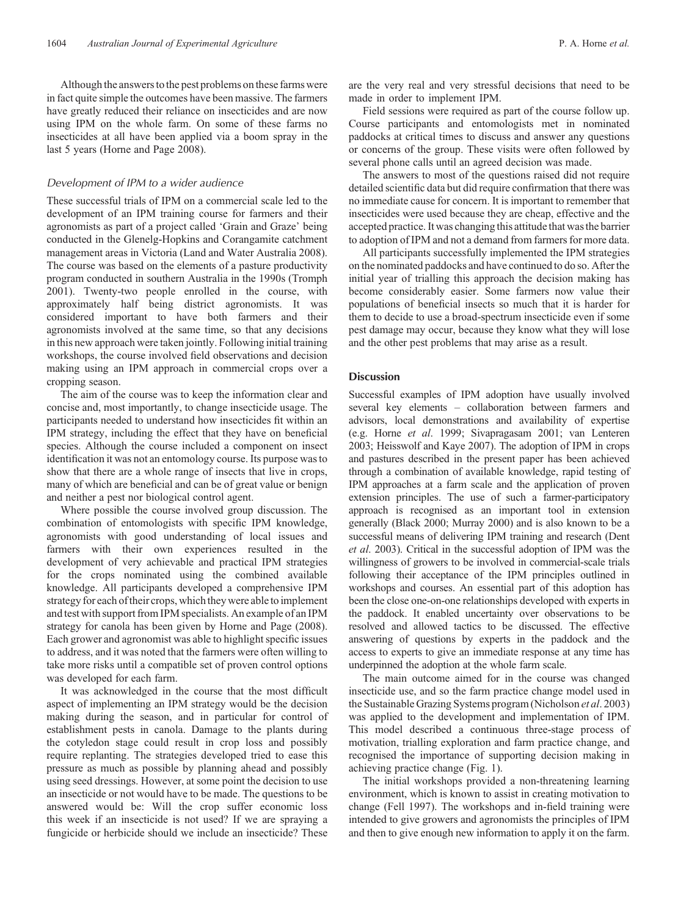Although the answers to the pest problems on these farms were in fact quite simple the outcomes have been massive. The farmers have greatly reduced their reliance on insecticides and are now using IPM on the whole farm. On some of these farms no insecticides at all have been applied via a boom spray in the last 5 years (Horne and Page 2008).

### *Development of IPM to a wider audience*

These successful trials of IPM on a commercial scale led to the development of an IPM training course for farmers and their agronomists as part of a project called 'Grain and Graze' being conducted in the Glenelg-Hopkins and Corangamite catchment management areas in Victoria (Land and Water Australia 2008). The course was based on the elements of a pasture productivity program conducted in southern Australia in the 1990s (Tromph 2001). Twenty-two people enrolled in the course, with approximately half being district agronomists. It was considered important to have both farmers and their agronomists involved at the same time, so that any decisions in this new approach were taken jointly. Following initial training workshops, the course involved field observations and decision making using an IPM approach in commercial crops over a cropping season.

The aim of the course was to keep the information clear and concise and, most importantly, to change insecticide usage. The participants needed to understand how insecticides fit within an IPM strategy, including the effect that they have on beneficial species. Although the course included a component on insect identification it was not an entomology course. Its purpose was to show that there are a whole range of insects that live in crops, many of which are beneficial and can be of great value or benign and neither a pest nor biological control agent.

Where possible the course involved group discussion. The combination of entomologists with specific IPM knowledge, agronomists with good understanding of local issues and farmers with their own experiences resulted in the development of very achievable and practical IPM strategies for the crops nominated using the combined available knowledge. All participants developed a comprehensive IPM strategy for each of their crops, which they were able to implement and test with support from IPM specialists. An example of an IPM strategy for canola has been given by Horne and Page (2008). Each grower and agronomist was able to highlight specific issues to address, and it was noted that the farmers were often willing to take more risks until a compatible set of proven control options was developed for each farm.

It was acknowledged in the course that the most difficult aspect of implementing an IPM strategy would be the decision making during the season, and in particular for control of establishment pests in canola. Damage to the plants during the cotyledon stage could result in crop loss and possibly require replanting. The strategies developed tried to ease this pressure as much as possible by planning ahead and possibly using seed dressings. However, at some point the decision to use an insecticide or not would have to be made. The questions to be answered would be: Will the crop suffer economic loss this week if an insecticide is not used? If we are spraying a fungicide or herbicide should we include an insecticide? These are the very real and very stressful decisions that need to be made in order to implement IPM.

Field sessions were required as part of the course follow up. Course participants and entomologists met in nominated paddocks at critical times to discuss and answer any questions or concerns of the group. These visits were often followed by several phone calls until an agreed decision was made.

The answers to most of the questions raised did not require detailed scientific data but did require confirmation that there was no immediate cause for concern. It is important to remember that insecticides were used because they are cheap, effective and the accepted practice. It was changing this attitude that was the barrier to adoption of IPM and not a demand from farmers for more data.

All participants successfully implemented the IPM strategies on the nominated paddocks and have continued to do so. After the initial year of trialling this approach the decision making has become considerably easier. Some farmers now value their populations of beneficial insects so much that it is harder for them to decide to use a broad-spectrum insecticide even if some pest damage may occur, because they know what they will lose and the other pest problems that may arise as a result.

## Discussion

Successful examples of IPM adoption have usually involved several key elements – collaboration between farmers and advisors, local demonstrations and availability of expertise (e.g. Horne *et al*. 1999; Sivapragasam 2001; van Lenteren 2003; Heisswolf and Kaye 2007). The adoption of IPM in crops and pastures described in the present paper has been achieved through a combination of available knowledge, rapid testing of IPM approaches at a farm scale and the application of proven extension principles. The use of such a farmer-participatory approach is recognised as an important tool in extension generally (Black 2000; Murray 2000) and is also known to be a successful means of delivering IPM training and research (Dent *et al*. 2003). Critical in the successful adoption of IPM was the willingness of growers to be involved in commercial-scale trials following their acceptance of the IPM principles outlined in workshops and courses. An essential part of this adoption has been the close one-on-one relationships developed with experts in the paddock. It enabled uncertainty over observations to be resolved and allowed tactics to be discussed. The effective answering of questions by experts in the paddock and the access to experts to give an immediate response at any time has underpinned the adoption at the whole farm scale.

The main outcome aimed for in the course was changed insecticide use, and so the farm practice change model used in the Sustainable Grazing Systems program (Nicholson *et al*. 2003) was applied to the development and implementation of IPM. This model described a continuous three-stage process of motivation, trialling exploration and farm practice change, and recognised the importance of supporting decision making in achieving practice change (Fig. 1).

The initial workshops provided a non-threatening learning environment, which is known to assist in creating motivation to change (Fell 1997). The workshops and in-field training were intended to give growers and agronomists the principles of IPM and then to give enough new information to apply it on the farm.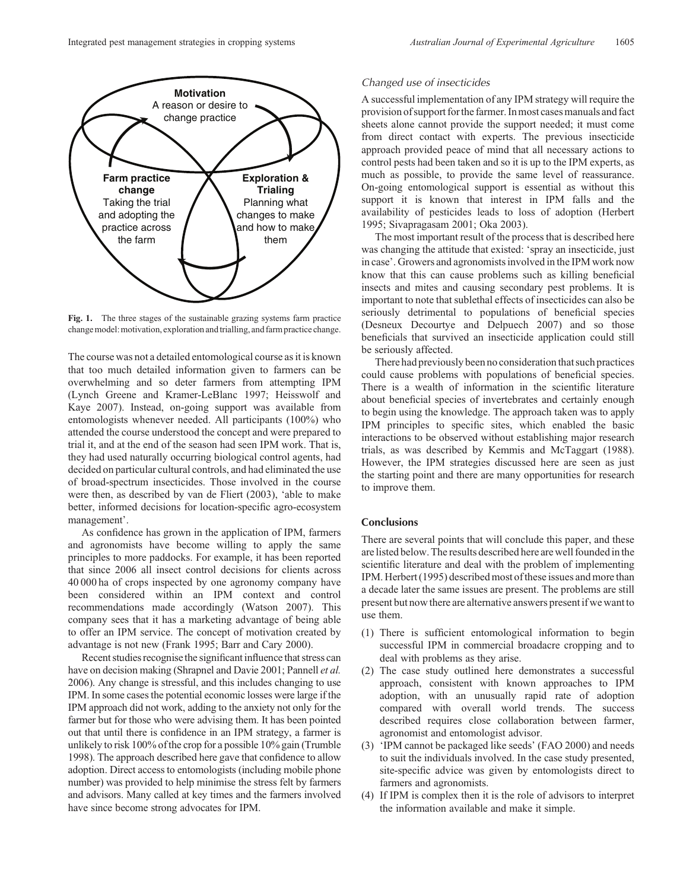**Motivation**
A reason or desire to change practice

**Farm practice change**
Taking the trial and adopting the practice across the farm

**Exploration & Trialing**
Planning what changes to make and how to make them

**Fig. 1.** The three stages of the sustainable grazing systems farm practice change model: motivation, exploration and trialling, and farm practice change.

The course was not a detailed entomological course as it is known that too much detailed information given to farmers can be overwhelming and so deter farmers from attempting IPM (Lynch Greene and Kramer-LeBlanc 1997; Heisswolf and Kaye 2007). Instead, on-going support was available from entomologists whenever needed. All participants (100%) who attended the course understood the concept and were prepared to trial it, and at the end of the season had seen IPM work. That is, they had used naturally occurring biological control agents, had decided on particular cultural controls, and had eliminated the use of broad-spectrum insecticides. Those involved in the course were then, as described by van de Fliert (2003), 'able to make better, informed decisions for location-specific agro-ecosystem management'.

As confidence has grown in the application of IPM, farmers and agronomists have become willing to apply the same principles to more paddocks. For example, it has been reported that since 2006 all insect control decisions for clients across 40 000 ha of crops inspected by one agronomy company have been considered within an IPM context and control recommendations made accordingly (Watson 2007). This company sees that it has a marketing advantage of being able to offer an IPM service. The concept of motivation created by advantage is not new (Frank 1995; Barr and Cary 2000).

Recent studies recognise the significant influence that stress can have on decision making (Shrapnel and Davie 2001; Pannell *et al.* 2006). Any change is stressful, and this includes changing to use IPM. In some cases the potential economic losses were large if the IPM approach did not work, adding to the anxiety not only for the farmer but for those who were advising them. It has been pointed out that until there is confidence in an IPM strategy, a farmer is unlikely to risk 100% of the crop for a possible 10% gain (Trumble 1998). The approach described here gave that confidence to allow adoption. Direct access to entomologists (including mobile phone number) was provided to help minimise the stress felt by farmers and advisors. Many called at key times and the farmers involved have since become strong advocates for IPM.

### *Changed use of insecticides*

A successful implementation of any IPM strategy will require the provision of support for the farmer. In most cases manuals and fact sheets alone cannot provide the support needed; it must come from direct contact with experts. The previous insecticide approach provided peace of mind that all necessary actions to control pests had been taken and so it is up to the IPM experts, as much as possible, to provide the same level of reassurance. On-going entomological support is essential as without this support it is known that interest in IPM falls and the availability of pesticides leads to loss of adoption (Herbert 1995; Sivapragasam 2001; Oka 2003).

The most important result of the process that is described here was changing the attitude that existed: 'spray an insecticide, just in case'. Growers and agronomists involved in the IPM work now know that this can cause problems such as killing beneficial insects and mites and causing secondary pest problems. It is important to note that sublethal effects of insecticides can also be seriously detrimental to populations of beneficial species (Desneux Decourtye and Delpuech 2007) and so those beneficials that survived an insecticide application could still be seriously affected.

There had previously been no consideration that such practices could cause problems with populations of beneficial species. There is a wealth of information in the scientific literature about beneficial species of invertebrates and certainly enough to begin using the knowledge. The approach taken was to apply IPM principles to specific sites, which enabled the basic interactions to be observed without establishing major research trials, as was described by Kemmis and McTaggart (1988). However, the IPM strategies discussed here are seen as just the starting point and there are many opportunities for research to improve them.

## Conclusions

There are several points that will conclude this paper, and these are listed below. The results described here are well founded in the scientific literature and deal with the problem of implementing IPM. Herbert (1995) described most of these issues and more than a decade later the same issues are present. The problems are still present but now there are alternative answers present if we want to use them.

1. There is sufficient entomological information to begin successful IPM in commercial broadacre cropping and to deal with problems as they arise.
2. The case study outlined here demonstrates a successful approach, consistent with known approaches to IPM adoption, with an unusually rapid rate of adoption compared with overall world trends. The success described requires close collaboration between farmer, agronomist and entomologist advisor.
3. 'IPM cannot be packaged like seeds' (FAO 2000) and needs to suit the individuals involved. In the case study presented, site-specific advice was given by entomologists direct to farmers and agronomists.
4. If IPM is complex then it is the role of advisors to interpret the information available and make it simple.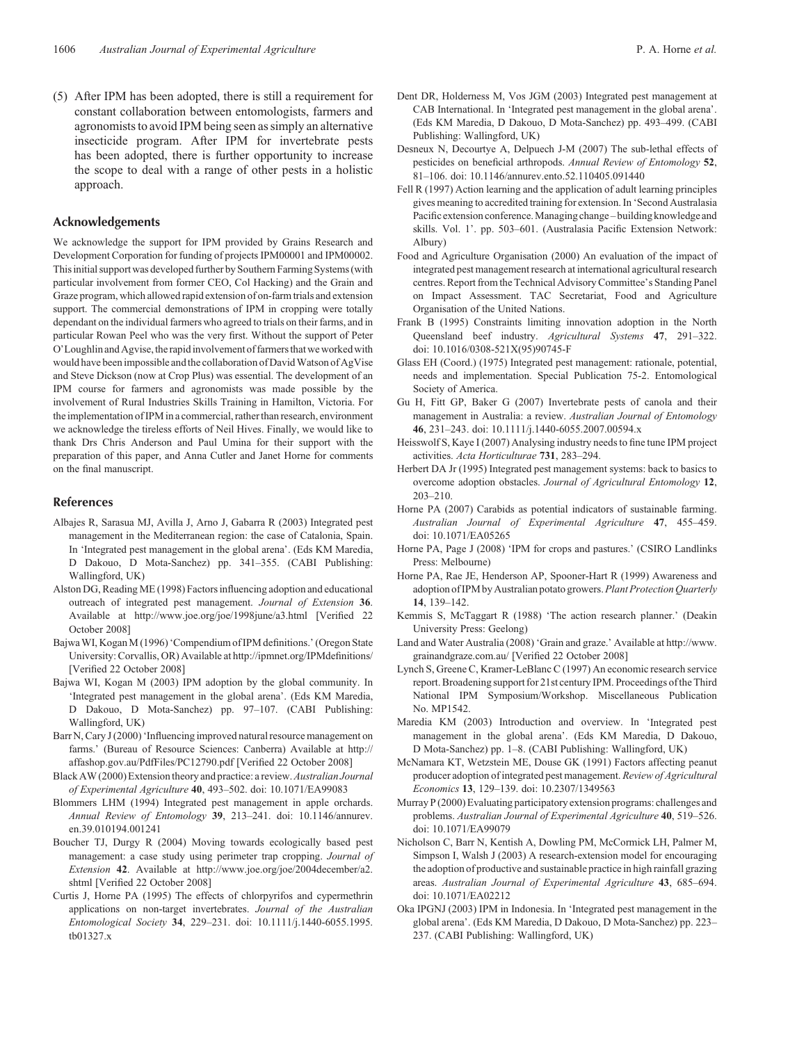(5) After IPM has been adopted, there is still a requirement for constant collaboration between entomologists, farmers and agronomists to avoid IPM being seen as simply an alternative insecticide program. After IPM for invertebrate pests has been adopted, there is further opportunity to increase the scope to deal with a range of other pests in a holistic approach.

## Acknowledgements

We acknowledge the support for IPM provided by Grains Research and Development Corporation for funding of projects IPM00001 and IPM00002. This initial support was developed further by Southern Farming Systems (with particular involvement from former CEO, Col Hacking) and the Grain and Graze program, which allowed rapid extension of on-farm trials and extension support. The commercial demonstrations of IPM in cropping were totally dependant on the individual farmers who agreed to trials on their farms, and in particular Rowan Peel who was the very first. Without the support of Peter O'Loughlin and Agvise, the rapid involvement of farmers that we worked with would have been impossible and the collaboration of David Watson of AgVise and Steve Dickson (now at Crop Plus) was essential. The development of an IPM course for farmers and agronomists was made possible by the involvement of Rural Industries Skills Training in Hamilton, Victoria. For the implementation of IPM in a commercial, rather than research, environment we acknowledge the tireless efforts of Neil Hives. Finally, we would like to thank Drs Chris Anderson and Paul Umina for their support with the preparation of this paper, and Anna Cutler and Janet Horne for comments on the final manuscript.

## References

Albajes R, Sarasua MJ, Avilla J, Arno J, Gabarra R (2003) Integrated pest management in the Mediterranean region: the case of Catalonia, Spain. In 'Integrated pest management in the global arena'. (Eds KM Maredia, D Dakouo, D Mota-Sanchez) pp. 341–355. (CABI Publishing: Wallingford, UK)

Alston DG, Reading ME (1998) Factors influencing adoption and educational outreach of integrated pest management. *Journal of Extension* **36**. Available at http://www.joe.org/joe/1998june/a3.html [Verified 22 October 2008]

Bajwa WI, Kogan M (1996) 'Compendium of IPM definitions.' (Oregon State University: Corvallis, OR) Available at http://ipmnet.org/IPMdefinitions/ [Verified 22 October 2008]

Bajwa WI, Kogan M (2003) IPM adoption by the global community. In 'Integrated pest management in the global arena'. (Eds KM Maredia, D Dakouo, D Mota-Sanchez) pp. 97–107. (CABI Publishing: Wallingford, UK)

Barr N, Cary J (2000) 'Influencing improved natural resource management on farms.' (Bureau of Resource Sciences: Canberra) Available at http://affashop.gov.au/PdfFiles/PC12790.pdf [Verified 22 October 2008]

Black AW (2000) Extension theory and practice: a review. *Australian Journal of Experimental Agriculture* **40**, 493–502. doi: 10.1071/EA99083

Blommers LHM (1994) Integrated pest management in apple orchards. *Annual Review of Entomology* **39**, 213–241. doi: 10.1146/annurev.en.39.010194.001241

Boucher TJ, Durgy R (2004) Moving towards ecologically based pest management: a case study using perimeter trap cropping. *Journal of Extension* **42**. Available at http://www.joe.org/joe/2004december/a2.shtml [Verified 22 October 2008]

Curtis J, Horne PA (1995) The effects of chlorpyrifos and cypermethrin applications on non-target invertebrates. *Journal of the Australian Entomological Society* **34**, 229–231. doi: 10.1111/j.1440-6055.1995.tb01327.x

Dent DR, Holderness M, Vos JGM (2003) Integrated pest management at CAB International. In 'Integrated pest management in the global arena'. (Eds KM Maredia, D Dakouo, D Mota-Sanchez) pp. 493–499. (CABI Publishing: Wallingford, UK)

Desneux N, Decourtye A, Delpuech J-M (2007) The sub-lethal effects of pesticides on beneficial arthropods. *Annual Review of Entomology* **52**, 81–106. doi: 10.1146/annurev.ento.52.110405.091440

Fell R (1997) Action learning and the application of adult learning principles gives meaning to accredited training for extension. In 'Second Australasia Pacific extension conference. Managing change – building knowledge and skills. Vol. 1'. pp. 503–601. (Australasia Pacific Extension Network: Albury)

Food and Agriculture Organisation (2000) An evaluation of the impact of integrated pest management research at international agricultural research centres. Report from the Technical Advisory Committee's Standing Panel on Impact Assessment. TAC Secretariat, Food and Agriculture Organisation of the United Nations.

Frank B (1995) Constraints limiting innovation adoption in the North Queensland beef industry. *Agricultural Systems* **47**, 291–322. doi: 10.1016/0308-521X(95)90745-F

Glass EH (Coord.) (1975) Integrated pest management: rationale, potential, needs and implementation. Special Publication 75-2. Entomological Society of America.

Gu H, Fitt GP, Baker G (2007) Invertebrate pests of canola and their management in Australia: a review. *Australian Journal of Entomology* **46**, 231–243. doi: 10.1111/j.1440-6055.2007.00594.x

Heisswolf S, Kaye I (2007) Analysing industry needs to fine tune IPM project activities. *Acta Horticulturae* **731**, 283–294.

Herbert DA Jr (1995) Integrated pest management systems: back to basics to overcome adoption obstacles. *Journal of Agricultural Entomology* **12**, 203–210.

Horne PA (2007) Carabids as potential indicators of sustainable farming. *Australian Journal of Experimental Agriculture* **47**, 455–459. doi: 10.1071/EA05265

Horne PA, Page J (2008) 'IPM for crops and pastures.' (CSIRO Landlinks Press: Melbourne)

Horne PA, Rae JE, Henderson AP, Spooner-Hart R (1999) Awareness and adoption of IPM by Australian potato growers. *Plant Protection Quarterly* **14**, 139–142.

Kemmis S, McTaggart R (1988) 'The action research planner.' (Deakin University Press: Geelong)

Land and Water Australia (2008) 'Grain and graze.' Available at http://www.grainandgraze.com.au/ [Verified 22 October 2008]

Lynch S, Greene C, Kramer-LeBlanc C (1997) An economic research service report. Broadening support for 21st century IPM. Proceedings of the Third National IPM Symposium/Workshop. Miscellaneous Publication No. MP1542.

Maredia KM (2003) Introduction and overview. In 'Integrated pest management in the global arena'. (Eds KM Maredia, D Dakouo, D Mota-Sanchez) pp. 1–8. (CABI Publishing: Wallingford, UK)

McNamara KT, Wetzstein ME, Douse GK (1991) Factors affecting peanut producer adoption of integrated pest management. *Review of Agricultural Economics* **13**, 129–139. doi: 10.2307/1349563

Murray P (2000) Evaluating participatory extension programs: challenges and problems. *Australian Journal of Experimental Agriculture* **40**, 519–526. doi: 10.1071/EA99079

Nicholson C, Barr N, Kentish A, Dowling PM, McCormick LH, Palmer M, Simpson I, Walsh J (2003) A research-extension model for encouraging the adoption of productive and sustainable practice in high rainfall grazing areas. *Australian Journal of Experimental Agriculture* **43**, 685–694. doi: 10.1071/EA02212

Oka IPGNJ (2003) IPM in Indonesia. In 'Integrated pest management in the global arena'. (Eds KM Maredia, D Dakouo, D Mota-Sanchez) pp. 223–237. (CABI Publishing: Wallingford, UK)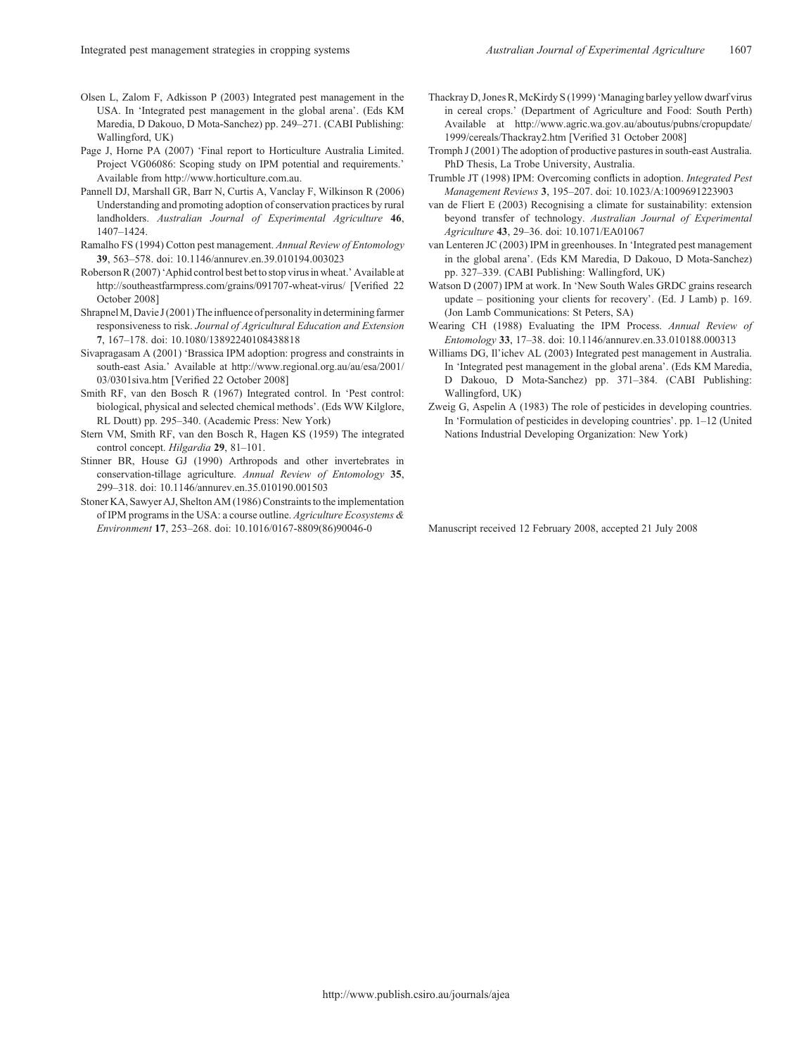Olsen L, Zalom F, Adkisson P (2003) Integrated pest management in the USA. In 'Integrated pest management in the global arena'. (Eds KM Maredia, D Dakouo, D Mota-Sanchez) pp. 249–271. (CABI Publishing: Wallingford, UK)

Page J, Horne PA (2007) 'Final report to Horticulture Australia Limited. Project VG06086: Scoping study on IPM potential and requirements.' Available from http://www.horticulture.com.au.

Pannell DJ, Marshall GR, Barr N, Curtis A, Vanclay F, Wilkinson R (2006) Understanding and promoting adoption of conservation practices by rural landholders. *Australian Journal of Experimental Agriculture* **46**, 1407–1424.

Ramalho FS (1994) Cotton pest management. *Annual Review of Entomology* **39**, 563–578. doi: 10.1146/annurev.en.39.010194.003023

Roberson R (2007) 'Aphid control best bet to stop virus in wheat.' Available at http://southeastfarmpress.com/grains/091707-wheat-virus/ [Verified 22 October 2008]

Shrapnel M, Davie J (2001) The influence of personality in determining farmer responsiveness to risk. *Journal of Agricultural Education and Extension* **7**, 167–178. doi: 10.1080/13892240108438818

Sivapragasam A (2001) 'Brassica IPM adoption: progress and constraints in south-east Asia.' Available at http://www.regional.org.au/au/esa/2001/03/0301siva.htm [Verified 22 October 2008]

Smith RF, van den Bosch R (1967) Integrated control. In 'Pest control: biological, physical and selected chemical methods'. (Eds WW Kilglore, RL Doutt) pp. 295–340. (Academic Press: New York)

Stern VM, Smith RF, van den Bosch R, Hagen KS (1959) The integrated control concept. *Hilgardia* **29**, 81–101.

Stinner BR, House GJ (1990) Arthropods and other invertebrates in conservation-tillage agriculture. *Annual Review of Entomology* **35**, 299–318. doi: 10.1146/annurev.en.35.010190.001503

Stoner KA, Sawyer AJ, Shelton AM (1986) Constraints to the implementation of IPM programs in the USA: a course outline. *Agriculture Ecosystems & Environment* **17**, 253–268. doi: 10.1016/0167-8809(86)90046-0

Thackray D, Jones R, McKirdy S (1999) 'Managing barley yellow dwarf virus in cereal crops.' (Department of Agriculture and Food: South Perth) Available at http://www.agric.wa.gov.au/aboutus/pubns/cropupdate/1999/cereals/Thackray2.htm [Verified 31 October 2008]

Tromph J (2001) The adoption of productive pastures in south-east Australia. PhD Thesis, La Trobe University, Australia.

Trumble JT (1998) IPM: Overcoming conflicts in adoption. *Integrated Pest Management Reviews* **3**, 195–207. doi: 10.1023/A:1009691223903

van de Fliert E (2003) Recognising a climate for sustainability: extension beyond transfer of technology. *Australian Journal of Experimental Agriculture* **43**, 29–36. doi: 10.1071/EA01067

van Lenteren JC (2003) IPM in greenhouses. In 'Integrated pest management in the global arena'. (Eds KM Maredia, D Dakouo, D Mota-Sanchez) pp. 327–339. (CABI Publishing: Wallingford, UK)

Watson D (2007) IPM at work. In 'New South Wales GRDC grains research update – positioning your clients for recovery'. (Ed. J Lamb) p. 169. (Jon Lamb Communications: St Peters, SA)

Wearing CH (1988) Evaluating the IPM Process. *Annual Review of Entomology* **33**, 17–38. doi: 10.1146/annurev.en.33.010188.000313

Williams DG, Il'ichev AL (2003) Integrated pest management in Australia. In 'Integrated pest management in the global arena'. (Eds KM Maredia, D Dakouo, D Mota-Sanchez) pp. 371–384. (CABI Publishing: Wallingford, UK)

Zweig G, Aspelin A (1983) The role of pesticides in developing countries. In 'Formulation of pesticides in developing countries'. pp. 1–12 (United Nations Industrial Developing Organization: New York)

Manuscript received 12 February 2008, accepted 21 July 2008